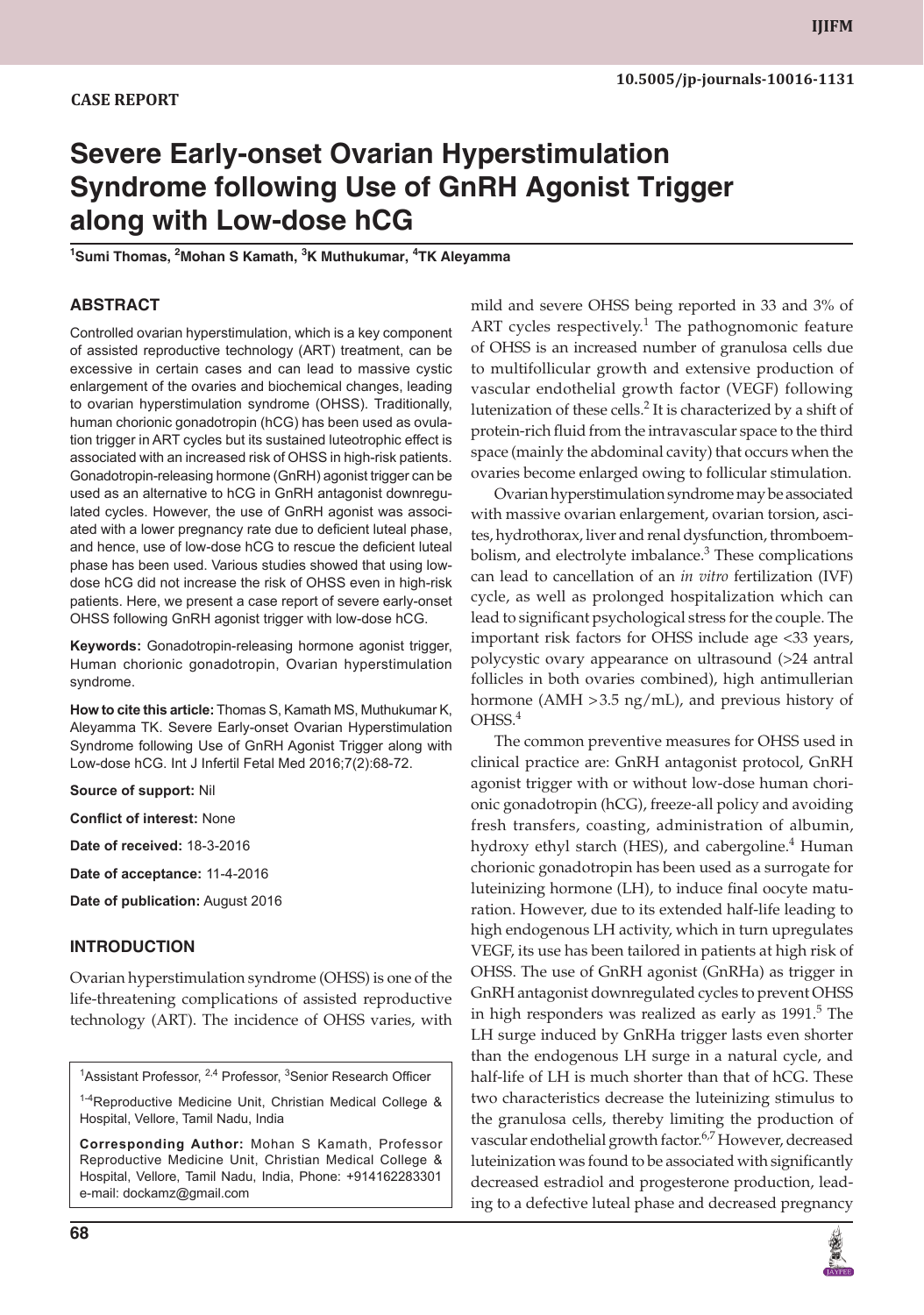CASE REPORT

# Severe Early-onset Ovarian Hyperstimulation Syndrome following Use of GnRH Agonist Trigger along with Low-dose hCG

[1]Sumi Thomas, [2]Mohan S Kamath, [3]K Muthukumar, [4]TK Aleyamma

## ABSTRACT

Controlled ovarian hyperstimulation, which is a key component of assisted reproductive technology (ART) treatment, can be excessive in certain cases and can lead to massive cystic enlargement of the ovaries and biochemical changes, leading to ovarian hyperstimulation syndrome (OHSS). Traditionally, human chorionic gonadotropin (hCG) has been used as ovulation trigger in ART cycles but its sustained luteotrophic effect is associated with an increased risk of OHSS in high-risk patients. Gonadotropin-releasing hormone (GnRH) agonist trigger can be used as an alternative to hCG in GnRH antagonist downregulated cycles. However, the use of GnRH agonist was associated with a lower pregnancy rate due to deficient luteal phase, and hence, use of low-dose hCG to rescue the deficient luteal phase has been used. Various studies showed that using low-dose hCG did not increase the risk of OHSS even in high-risk patients. Here, we present a case report of severe early-onset OHSS following GnRH agonist trigger with low-dose hCG.

**Keywords:** Gonadotropin-releasing hormone agonist trigger, Human chorionic gonadotropin, Ovarian hyperstimulation syndrome.

**How to cite this article:** Thomas S, Kamath MS, Muthukumar K, Aleyamma TK. Severe Early-onset Ovarian Hyperstimulation Syndrome following Use of GnRH Agonist Trigger along with Low-dose hCG. Int J Infertil Fetal Med 2016;7(2):68-72.

**Source of support:** Nil

**Conflict of interest:** None

**Date of received:** 18-3-2016

**Date of acceptance:** 11-4-2016

**Date of publication:** August 2016

## INTRODUCTION

Ovarian hyperstimulation syndrome (OHSS) is one of the life-threatening complications of assisted reproductive technology (ART). The incidence of OHSS varies, with mild and severe OHSS being reported in 33 and 3% of ART cycles respectively.[1] The pathognomonic feature of OHSS is an increased number of granulosa cells due to multifollicular growth and extensive production of vascular endothelial growth factor (VEGF) following lutenization of these cells.[2] It is characterized by a shift of protein-rich fluid from the intravascular space to the third space (mainly the abdominal cavity) that occurs when the ovaries become enlarged owing to follicular stimulation.

Ovarian hyperstimulation syndrome may be associated with massive ovarian enlargement, ovarian torsion, ascites, hydrothorax, liver and renal dysfunction, thromboembolism, and electrolyte imbalance.[3] These complications can lead to cancellation of an *in vitro* fertilization (IVF) cycle, as well as prolonged hospitalization which can lead to significant psychological stress for the couple. The important risk factors for OHSS include age <33 years, polycystic ovary appearance on ultrasound (>24 antral follicles in both ovaries combined), high antimullerian hormone (AMH >3.5 ng/mL), and previous history of OHSS.[4]

The common preventive measures for OHSS used in clinical practice are: GnRH antagonist protocol, GnRH agonist trigger with or without low-dose human chorionic gonadotropin (hCG), freeze-all policy and avoiding fresh transfers, coasting, administration of albumin, hydroxy ethyl starch (HES), and cabergoline.[4] Human chorionic gonadotropin has been used as a surrogate for luteinizing hormone (LH), to induce final oocyte maturation. However, due to its extended half-life leading to high endogenous LH activity, which in turn upregulates VEGF, its use has been tailored in patients at high risk of OHSS. The use of GnRH agonist (GnRHa) as trigger in GnRH antagonist downregulated cycles to prevent OHSS in high responders was realized as early as 1991.[5] The LH surge induced by GnRHa trigger lasts even shorter than the endogenous LH surge in a natural cycle, and half-life of LH is much shorter than that of hCG. These two characteristics decrease the luteinizing stimulus to the granulosa cells, thereby limiting the production of vascular endothelial growth factor.[6,7] However, decreased luteinization was found to be associated with significantly decreased estradiol and progesterone production, leading to a defective luteal phase and decreased pregnancy

[1]Assistant Professor, [2,4] Professor, [3]Senior Research Officer

[1-4]Reproductive Medicine Unit, Christian Medical College & Hospital, Vellore, Tamil Nadu, India

**Corresponding Author:** Mohan S Kamath, Professor Reproductive Medicine Unit, Christian Medical College & Hospital, Vellore, Tamil Nadu, India, Phone: +914162283301 e-mail: dockamz@gmail.com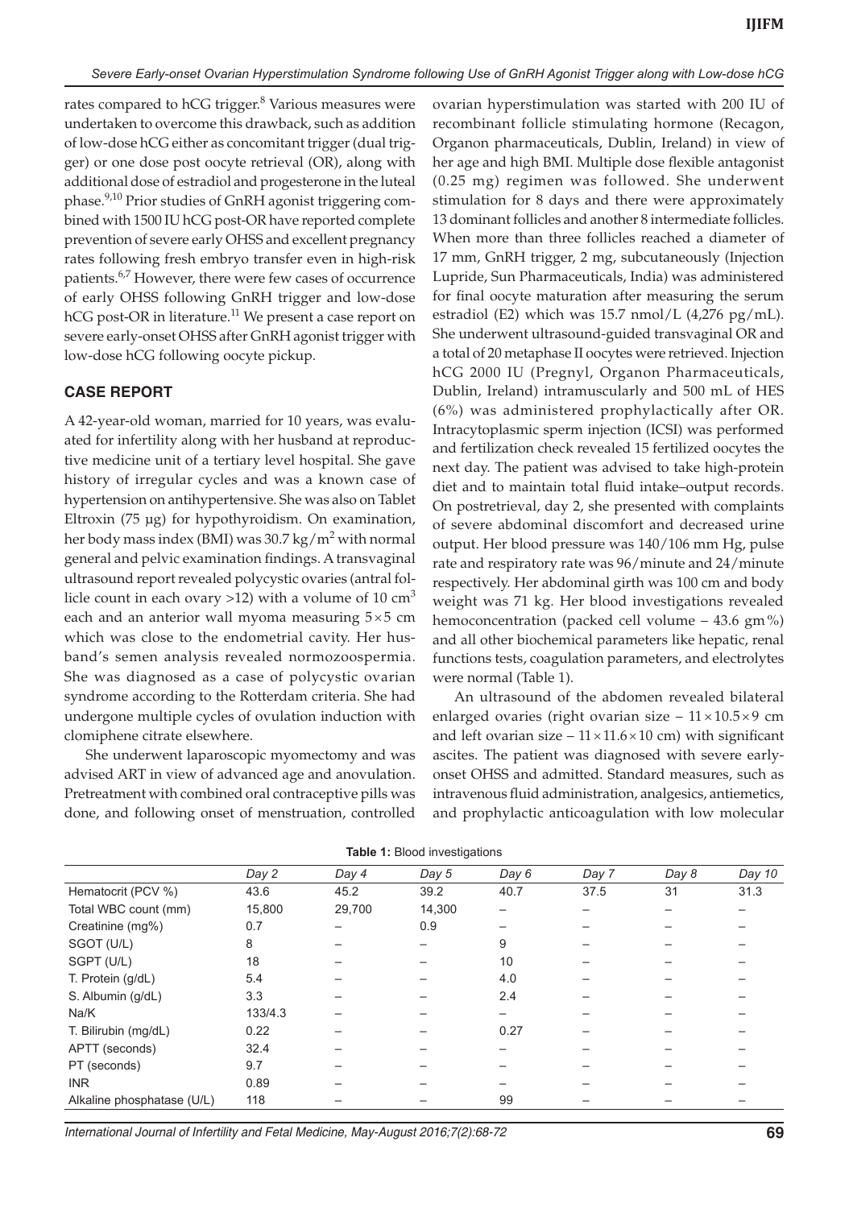rates compared to hCG trigger.[8] Various measures were undertaken to overcome this drawback, such as addition of low-dose hCG either as concomitant trigger (dual trigger) or one dose post oocyte retrieval (OR), along with additional dose of estradiol and progesterone in the luteal phase.[9,10] Prior studies of GnRH agonist triggering combined with 1500 IU hCG post-OR have reported complete prevention of severe early OHSS and excellent pregnancy rates following fresh embryo transfer even in high-risk patients.[6,7] However, there were few cases of occurrence of early OHSS following GnRH trigger and low-dose hCG post-OR in literature.[11] We present a case report on severe early-onset OHSS after GnRH agonist trigger with low-dose hCG following oocyte pickup.

## CASE REPORT

A 42-year-old woman, married for 10 years, was evaluated for infertility along with her husband at reproductive medicine unit of a tertiary level hospital. She gave history of irregular cycles and was a known case of hypertension on antihypertensive. She was also on Tablet Eltroxin (75 µg) for hypothyroidism. On examination, her body mass index (BMI) was 30.7 $kg/m^2$ with normal general and pelvic examination findings. A transvaginal ultrasound report revealed polycystic ovaries (antral follicle count in each ovary >12) with a volume of 10 $cm^3$ each and an anterior wall myoma measuring 5×5 cm which was close to the endometrial cavity. Her husband's semen analysis revealed normozoospermia. She was diagnosed as a case of polycystic ovarian syndrome according to the Rotterdam criteria. She had undergone multiple cycles of ovulation induction with clomiphene citrate elsewhere.

She underwent laparoscopic myomectomy and was advised ART in view of advanced age and anovulation. Pretreatment with combined oral contraceptive pills was done, and following onset of menstruation, controlled ovarian hyperstimulation was started with 200 IU of recombinant follicle stimulating hormone (Recagon, Organon pharmaceuticals, Dublin, Ireland) in view of her age and high BMI. Multiple dose flexible antagonist (0.25 mg) regimen was followed. She underwent stimulation for 8 days and there were approximately 13 dominant follicles and another 8 intermediate follicles. When more than three follicles reached a diameter of 17 mm, GnRH trigger, 2 mg, subcutaneously (Injection Lupride, Sun Pharmaceuticals, India) was administered for final oocyte maturation after measuring the serum estradiol (E2) which was 15.7 nmol/L (4,276 pg/mL). She underwent ultrasound-guided transvaginal OR and a total of 20 metaphase II oocytes were retrieved. Injection hCG 2000 IU (Pregnyl, Organon Pharmaceuticals, Dublin, Ireland) intramuscularly and 500 mL of HES (6%) was administered prophylactically after OR. Intracytoplasmic sperm injection (ICSI) was performed and fertilization check revealed 15 fertilized oocytes the next day. The patient was advised to take high-protein diet and to maintain total fluid intake–output records. On postretrieval, day 2, she presented with complaints of severe abdominal discomfort and decreased urine output. Her blood pressure was 140/106 mm Hg, pulse rate and respiratory rate was 96/minute and 24/minute respectively. Her abdominal girth was 100 cm and body weight was 71 kg. Her blood investigations revealed hemoconcentration (packed cell volume – 43.6 gm%) and all other biochemical parameters like hepatic, renal functions tests, coagulation parameters, and electrolytes were normal (Table 1).

An ultrasound of the abdomen revealed bilateral enlarged ovaries (right ovarian size – 11×10.5×9 cm and left ovarian size – 11×11.6×10 cm) with significant ascites. The patient was diagnosed with severe early-onset OHSS and admitted. Standard measures, such as intravenous fluid administration, analgesics, antiemetics, and prophylactic anticoagulation with low molecular

**Table 1:** Blood investigations

| | Day 2 | Day 4 | Day 5 | Day 6 | Day 7 | Day 8 | Day 10 |
|---|---|---|---|---|---|---|---|
| Hematocrit (PCV %) | 43.6 | 45.2 | 39.2 | 40.7 | 37.5 | 31 | 31.3 |
| Total WBC count (mm) | 15,800 | 29,700 | 14,300 | – | – | – | – |
| Creatinine (mg%) | 0.7 | – | 0.9 | – | – | – | – |
| SGOT (U/L) | 8 | – | – | 9 | – | – | – |
| SGPT (U/L) | 18 | – | – | 10 | – | – | – |
| T. Protein (g/dL) | 5.4 | – | – | 4.0 | – | – | – |
| S. Albumin (g/dL) | 3.3 | – | – | 2.4 | – | – | – |
| Na/K | 133/4.3 | – | – | – | – | – | – |
| T. Bilirubin (mg/dL) | 0.22 | – | – | 0.27 | – | – | – |
| APTT (seconds) | 32.4 | – | – | – | – | – | – |
| PT (seconds) | 9.7 | – | – | – | – | – | – |
| INR | 0.89 | – | – | – | – | – | – |
| Alkaline phosphatase (U/L) | 118 | – | – | 99 | – | – | – |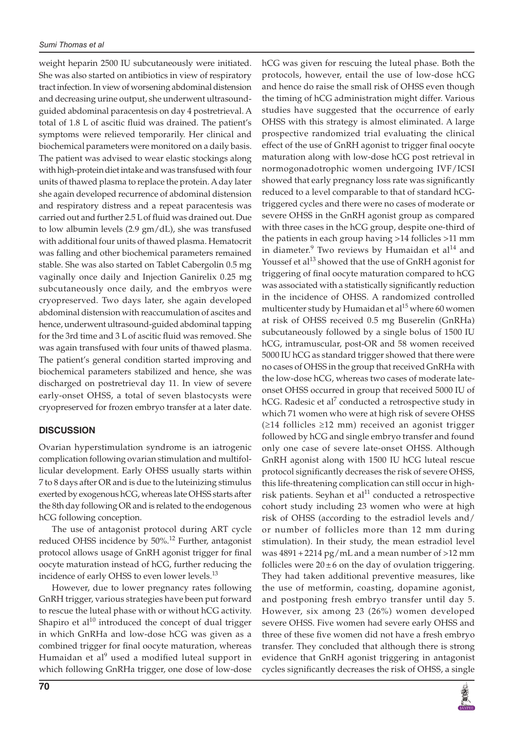weight heparin 2500 IU subcutaneously were initiated. She was also started on antibiotics in view of respiratory tract infection. In view of worsening abdominal distension and decreasing urine output, she underwent ultrasound-guided abdominal paracentesis on day 4 postretrieval. A total of 1.8 L of ascitic fluid was drained. The patient's symptoms were relieved temporarily. Her clinical and biochemical parameters were monitored on a daily basis. The patient was advised to wear elastic stockings along with high-protein diet intake and was transfused with four units of thawed plasma to replace the protein. A day later she again developed recurrence of abdominal distension and respiratory distress and a repeat paracentesis was carried out and further 2.5 L of fluid was drained out. Due to low albumin levels (2.9 gm/dL), she was transfused with additional four units of thawed plasma. Hematocrit was falling and other biochemical parameters remained stable. She was also started on Tablet Cabergolin 0.5 mg vaginally once daily and Injection Ganirelix 0.25 mg subcutaneously once daily, and the embryos were cryopreserved. Two days later, she again developed abdominal distension with reaccumulation of ascites and hence, underwent ultrasound-guided abdominal tapping for the 3rd time and 3 L of ascitic fluid was removed. She was again transfused with four units of thawed plasma. The patient's general condition started improving and biochemical parameters stabilized and hence, she was discharged on postretrieval day 11. In view of severe early-onset OHSS, a total of seven blastocysts were cryopreserved for frozen embryo transfer at a later date.

## DISCUSSION

Ovarian hyperstimulation syndrome is an iatrogenic complication following ovarian stimulation and multifollicular development. Early OHSS usually starts within 7 to 8 days after OR and is due to the luteinizing stimulus exerted by exogenous hCG, whereas late OHSS starts after the 8th day following OR and is related to the endogenous hCG following conception.

The use of antagonist protocol during ART cycle reduced OHSS incidence by 50%.[12] Further, antagonist protocol allows usage of GnRH agonist trigger for final oocyte maturation instead of hCG, further reducing the incidence of early OHSS to even lower levels.[13]

However, due to lower pregnancy rates following GnRH trigger, various strategies have been put forward to rescue the luteal phase with or without hCG activity. Shapiro et al[10] introduced the concept of dual trigger in which GnRHa and low-dose hCG was given as a combined trigger for final oocyte maturation, whereas Humaidan et al[9] used a modified luteal support in which following GnRHa trigger, one dose of low-dose hCG was given for rescuing the luteal phase. Both the protocols, however, entail the use of low-dose hCG and hence do raise the small risk of OHSS even though the timing of hCG administration might differ. Various studies have suggested that the occurrence of early OHSS with this strategy is almost eliminated. A large prospective randomized trial evaluating the clinical effect of the use of GnRH agonist to trigger final oocyte maturation along with low-dose hCG post retrieval in normogonadotrophic women undergoing IVF/ICSI showed that early pregnancy loss rate was significantly reduced to a level comparable to that of standard hCG-triggered cycles and there were no cases of moderate or severe OHSS in the GnRH agonist group as compared with three cases in the hCG group, despite one-third of the patients in each group having >14 follicles >11 mm in diameter.[9] Two reviews by Humaidan et al[14] and Youssef et al[13] showed that the use of GnRH agonist for triggering of final oocyte maturation compared to hCG was associated with a statistically significantly reduction in the incidence of OHSS. A randomized controlled multicenter study by Humaidan et al[15] where 60 women at risk of OHSS received 0.5 mg Buserelin (GnRHa) subcutaneously followed by a single bolus of 1500 IU hCG, intramuscular, post-OR and 58 women received 5000 IU hCG as standard trigger showed that there were no cases of OHSS in the group that received GnRHa with the low-dose hCG, whereas two cases of moderate late-onset OHSS occurred in group that received 5000 IU of hCG. Radesic et al[7] conducted a retrospective study in which 71 women who were at high risk of severe OHSS (≥14 follicles ≥12 mm) received an agonist trigger followed by hCG and single embryo transfer and found only one case of severe late-onset OHSS. Although GnRH agonist along with 1500 IU hCG luteal rescue protocol significantly decreases the risk of severe OHSS, this life-threatening complication can still occur in high-risk patients. Seyhan et al[11] conducted a retrospective cohort study including 23 women who were at high risk of OHSS (according to the estradiol levels and/or number of follicles more than 12 mm during stimulation). In their study, the mean estradiol level was 4891 + 2214 pg/mL and a mean number of >12 mm follicles were $20 \pm 6$ on the day of ovulation triggering. They had taken additional preventive measures, like the use of metformin, coasting, dopamine agonist, and postponing fresh embryo transfer until day 5. However, six among 23 (26%) women developed severe OHSS. Five women had severe early OHSS and three of these five women did not have a fresh embryo transfer. They concluded that although there is strong evidence that GnRH agonist triggering in antagonist cycles significantly decreases the risk of OHSS, a single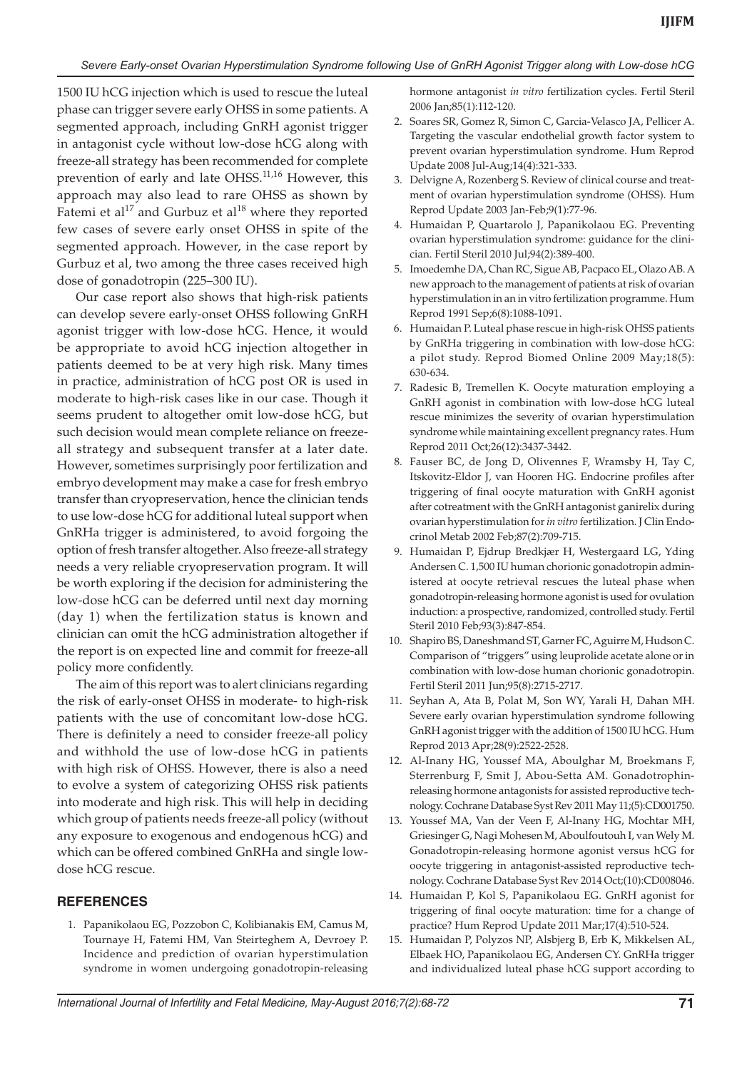1500 IU hCG injection which is used to rescue the luteal phase can trigger severe early OHSS in some patients. A segmented approach, including GnRH agonist trigger in antagonist cycle without low-dose hCG along with freeze-all strategy has been recommended for complete prevention of early and late OHSS.[11,16] However, this approach may also lead to rare OHSS as shown by Fatemi et al[17] and Gurbuz et al[18] where they reported few cases of severe early onset OHSS in spite of the segmented approach. However, in the case report by Gurbuz et al, two among the three cases received high dose of gonadotropin (225–300 IU).

Our case report also shows that high-risk patients can develop severe early-onset OHSS following GnRH agonist trigger with low-dose hCG. Hence, it would be appropriate to avoid hCG injection altogether in patients deemed to be at very high risk. Many times in practice, administration of hCG post OR is used in moderate to high-risk cases like in our case. Though it seems prudent to altogether omit low-dose hCG, but such decision would mean complete reliance on freeze-all strategy and subsequent transfer at a later date. However, sometimes surprisingly poor fertilization and embryo development may make a case for fresh embryo transfer than cryopreservation, hence the clinician tends to use low-dose hCG for additional luteal support when GnRHa trigger is administered, to avoid forgoing the option of fresh transfer altogether. Also freeze-all strategy needs a very reliable cryopreservation program. It will be worth exploring if the decision for administering the low-dose hCG can be deferred until next day morning (day 1) when the fertilization status is known and clinician can omit the hCG administration altogether if the report is on expected line and commit for freeze-all policy more confidently.

The aim of this report was to alert clinicians regarding the risk of early-onset OHSS in moderate- to high-risk patients with the use of concomitant low-dose hCG. There is definitely a need to consider freeze-all policy and withhold the use of low-dose hCG in patients with high risk of OHSS. However, there is also a need to evolve a system of categorizing OHSS risk patients into moderate and high risk. This will help in deciding which group of patients needs freeze-all policy (without any exposure to exogenous and endogenous hCG) and which can be offered combined GnRHa and single low-dose hCG rescue.

## REFERENCES

1. Papanikolaou EG, Pozzobon C, Kolibianakis EM, Camus M, Tournaye H, Fatemi HM, Van Steirteghem A, Devroey P. Incidence and prediction of ovarian hyperstimulation syndrome in women undergoing gonadotropin-releasing hormone antagonist *in vitro* fertilization cycles. Fertil Steril 2006 Jan;85(1):112-120.
2. Soares SR, Gomez R, Simon C, Garcia-Velasco JA, Pellicer A. Targeting the vascular endothelial growth factor system to prevent ovarian hyperstimulation syndrome. Hum Reprod Update 2008 Jul-Aug;14(4):321-333.
3. Delvigne A, Rozenberg S. Review of clinical course and treatment of ovarian hyperstimulation syndrome (OHSS). Hum Reprod Update 2003 Jan-Feb;9(1):77-96.
4. Humaidan P, Quartarolo J, Papanikolaou EG. Preventing ovarian hyperstimulation syndrome: guidance for the clinician. Fertil Steril 2010 Jul;94(2):389-400.
5. Imoedemhe DA, Chan RC, Sigue AB, Pacpaco EL, Olazo AB. A new approach to the management of patients at risk of ovarian hyperstimulation in an in vitro fertilization programme. Hum Reprod 1991 Sep;6(8):1088-1091.
6. Humaidan P. Luteal phase rescue in high-risk OHSS patients by GnRHa triggering in combination with low-dose hCG: a pilot study. Reprod Biomed Online 2009 May;18(5): 630-634.
7. Radesic B, Tremellen K. Oocyte maturation employing a GnRH agonist in combination with low-dose hCG luteal rescue minimizes the severity of ovarian hyperstimulation syndrome while maintaining excellent pregnancy rates. Hum Reprod 2011 Oct;26(12):3437-3442.
8. Fauser BC, de Jong D, Olivennes F, Wramsby H, Tay C, Itskovitz-Eldor J, van Hooren HG. Endocrine profiles after triggering of final oocyte maturation with GnRH agonist after cotreatment with the GnRH antagonist ganirelix during ovarian hyperstimulation for *in vitro* fertilization. J Clin Endocrinol Metab 2002 Feb;87(2):709-715.
9. Humaidan P, Ejdrup Bredkjær H, Westergaard LG, Yding Andersen C. 1,500 IU human chorionic gonadotropin administered at oocyte retrieval rescues the luteal phase when gonadotropin-releasing hormone agonist is used for ovulation induction: a prospective, randomized, controlled study. Fertil Steril 2010 Feb;93(3):847-854.
10. Shapiro BS, Daneshmand ST, Garner FC, Aguirre M, Hudson C. Comparison of "triggers" using leuprolide acetate alone or in combination with low-dose human chorionic gonadotropin. Fertil Steril 2011 Jun;95(8):2715-2717.
11. Seyhan A, Ata B, Polat M, Son WY, Yarali H, Dahan MH. Severe early ovarian hyperstimulation syndrome following GnRH agonist trigger with the addition of 1500 IU hCG. Hum Reprod 2013 Apr;28(9):2522-2528.
12. Al-Inany HG, Youssef MA, Aboulghar M, Broekmans F, Sterrenburg F, Smit J, Abou-Setta AM. Gonadotrophin-releasing hormone antagonists for assisted reproductive technology. Cochrane Database Syst Rev 2011 May 11;(5):CD001750.
13. Youssef MA, Van der Veen F, Al-Inany HG, Mochtar MH, Griesinger G, Nagi Mohesen M, Aboulfoutouh I, van Wely M. Gonadotropin-releasing hormone agonist versus hCG for oocyte triggering in antagonist-assisted reproductive technology. Cochrane Database Syst Rev 2014 Oct;(10):CD008046.
14. Humaidan P, Kol S, Papanikolaou EG. GnRH agonist for triggering of final oocyte maturation: time for a change of practice? Hum Reprod Update 2011 Mar;17(4):510-524.
15. Humaidan P, Polyzos NP, Alsbjerg B, Erb K, Mikkelsen AL, Elbaek HO, Papanikolaou EG, Andersen CY. GnRHa trigger and individualized luteal phase hCG support according to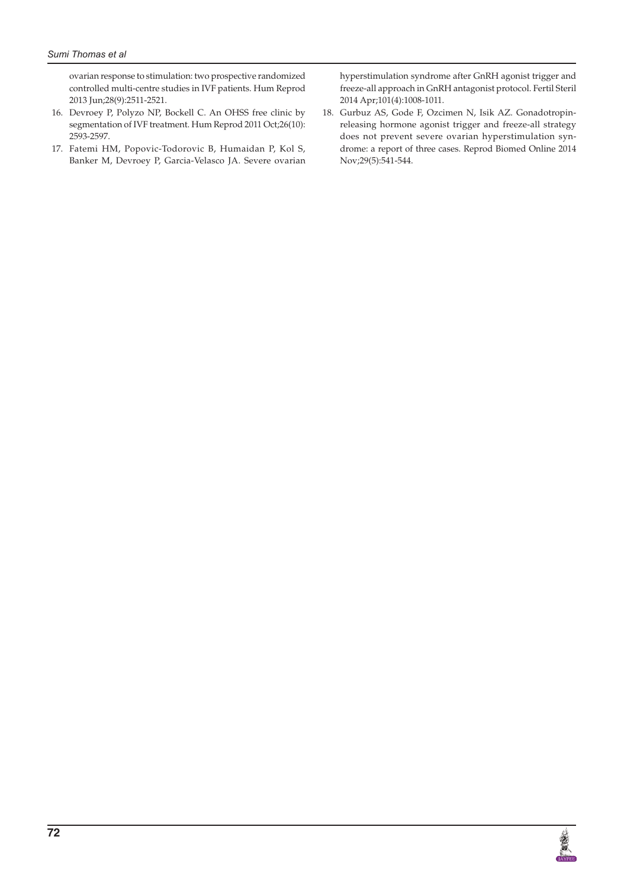ovarian response to stimulation: two prospective randomized controlled multi-centre studies in IVF patients. Hum Reprod 2013 Jun;28(9):2511-2521.

16. Devroey P, Polyzo NP, Bockell C. An OHSS free clinic by segmentation of IVF treatment. Hum Reprod 2011 Oct;26(10): 2593-2597.
17. Fatemi HM, Popovic-Todorovic B, Humaidan P, Kol S, Banker M, Devroey P, Garcia-Velasco JA. Severe ovarian hyperstimulation syndrome after GnRH agonist trigger and freeze-all approach in GnRH antagonist protocol. Fertil Steril 2014 Apr;101(4):1008-1011.
18. Gurbuz AS, Gode F, Ozcimen N, Isik AZ. Gonadotropin-releasing hormone agonist trigger and freeze-all strategy does not prevent severe ovarian hyperstimulation syndrome: a report of three cases. Reprod Biomed Online 2014 Nov;29(5):541-544.